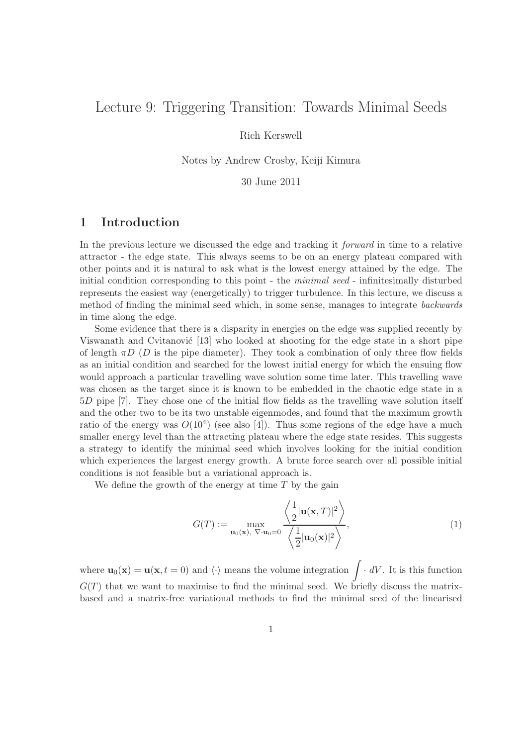# Lecture 9: Triggering Transition: Towards Minimal Seeds

Rich Kerswell

Notes by Andrew Crosby, Keiji Kimura

30 June 2011

## 1 Introduction

In the previous lecture we discussed the edge and tracking it *forward* in time to a relative attractor - the edge state. This always seems to be on an energy plateau compared with other points and it is natural to ask what is the lowest energy attained by the edge. The initial condition corresponding to this point - the *minimal seed* - infinitesimally disturbed represents the easiest way (energetically) to trigger turbulence. In this lecture, we discuss a method of finding the minimal seed which, in some sense, manages to integrate *backwards* in time along the edge.

Some evidence that there is a disparity in energies on the edge was supplied recently by Viswanath and Cvitanović [13] who looked at shooting for the edge state in a short pipe of length $\pi D$ ($D$ is the pipe diameter). They took a combination of only three flow fields as an initial condition and searched for the lowest initial energy for which the ensuing flow would approach a particular travelling wave solution some time later. This travelling wave was chosen as the target since it is known to be embedded in the chaotic edge state in a $5D$ pipe [7]. They chose one of the initial flow fields as the travelling wave solution itself and the other two to be its two unstable eigenmodes, and found that the maximum growth ratio of the energy was $O(10^4)$ (see also [4]). Thus some regions of the edge have a much smaller energy level than the attracting plateau where the edge state resides. This suggests a strategy to identify the minimal seed which involves looking for the initial condition which experiences the largest energy growth. A brute force search over all possible initial conditions is not feasible but a variational approach is.

We define the growth of the energy at time $T$ by the gain

$$G(T) := \max_{\mathbf{u}_0(\mathbf{x}),\ \nabla\cdot\mathbf{u}_0=0} \frac{\left\langle \dfrac{1}{2}|\mathbf{u}(\mathbf{x},T)|^2 \right\rangle}{\left\langle \dfrac{1}{2}|\mathbf{u}_0(\mathbf{x})|^2 \right\rangle}, \tag{1}$$

where $\mathbf{u}_0(\mathbf{x}) = \mathbf{u}(\mathbf{x}, t=0)$ and $\langle\cdot\rangle$ means the volume integration $\displaystyle\int \cdot\, dV$. It is this function $G(T)$ that we want to maximise to find the minimal seed. We briefly discuss the matrix-based and a matrix-free variational methods to find the minimal seed of the linearised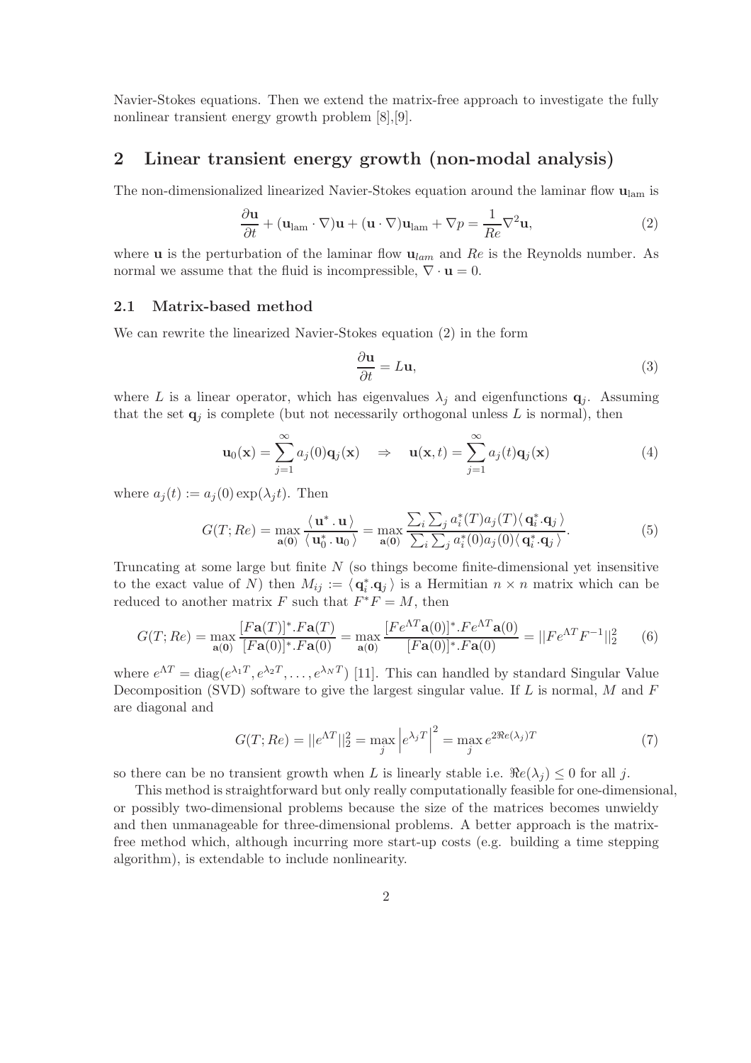Navier-Stokes equations. Then we extend the matrix-free approach to investigate the fully nonlinear transient energy growth problem [8],[9].

## 2 Linear transient energy growth (non-modal analysis)

The non-dimensionalized linearized Navier-Stokes equation around the laminar flow $\mathbf{u}_{\mathrm{lam}}$ is

$$\frac{\partial \mathbf{u}}{\partial t} + (\mathbf{u}_{\mathrm{lam}} \cdot \nabla)\mathbf{u} + (\mathbf{u} \cdot \nabla)\mathbf{u}_{\mathrm{lam}} + \nabla p = \frac{1}{Re}\nabla^2 \mathbf{u}, \tag{2}$$

where $\mathbf{u}$ is the perturbation of the laminar flow $\mathbf{u}_{lam}$ and $Re$ is the Reynolds number. As normal we assume that the fluid is incompressible, $\nabla \cdot \mathbf{u} = 0$.

### 2.1 Matrix-based method

We can rewrite the linearized Navier-Stokes equation (2) in the form

$$\frac{\partial \mathbf{u}}{\partial t} = L\mathbf{u}, \tag{3}$$

where $L$ is a linear operator, which has eigenvalues $\lambda_j$ and eigenfunctions $\mathbf{q}_j$. Assuming that the set $\mathbf{q}_j$ is complete (but not necessarily orthogonal unless $L$ is normal), then

$$\mathbf{u}_0(\mathbf{x}) = \sum_{j=1}^{\infty} a_j(0)\mathbf{q}_j(\mathbf{x}) \quad \Rightarrow \quad \mathbf{u}(\mathbf{x}, t) = \sum_{j=1}^{\infty} a_j(t)\mathbf{q}_j(\mathbf{x}) \tag{4}$$

where $a_j(t) := a_j(0)\exp(\lambda_j t)$. Then

$$G(T; Re) = \max_{\mathbf{a(0)}} \frac{\langle\, \mathbf{u}^* \,.\, \mathbf{u} \,\rangle}{\langle\, \mathbf{u}_0^* \,.\, \mathbf{u}_0 \,\rangle} = \max_{\mathbf{a(0)}} \frac{\sum_i \sum_j a_i^*(T)a_j(T)\langle\, \mathbf{q}_i^*.\mathbf{q}_j \,\rangle}{\sum_i \sum_j a_i^*(0)a_j(0)\langle\, \mathbf{q}_i^*.\mathbf{q}_j \,\rangle}. \tag{5}$$

Truncating at some large but finite $N$ (so things become finite-dimensional yet insensitive to the exact value of $N$) then $M_{ij} := \langle\, \mathbf{q}_i^*.\mathbf{q}_j \,\rangle$ is a Hermitian $n \times n$ matrix which can be reduced to another matrix $F$ such that $F^*F = M$, then

$$G(T; Re) = \max_{\mathbf{a(0)}} \frac{[F\mathbf{a}(T)]^*.F\mathbf{a}(T)}{[F\mathbf{a}(0)]^*.F\mathbf{a}(0)} = \max_{\mathbf{a(0)}} \frac{[Fe^{\Lambda T}\mathbf{a}(0)]^*.Fe^{\Lambda T}\mathbf{a}(0)}{[F\mathbf{a}(0)]^*.F\mathbf{a}(0)} = ||Fe^{\Lambda T}F^{-1}||_2^2 \tag{6}$$

where $e^{\Lambda T} = \mathrm{diag}(e^{\lambda_1 T}, e^{\lambda_2 T}, \ldots, e^{\lambda_N T})$ [11]. This can handled by standard Singular Value Decomposition (SVD) software to give the largest singular value. If $L$ is normal, $M$ and $F$ are diagonal and

$$G(T; Re) = ||e^{\Lambda T}||_2^2 = \max_j \left| e^{\lambda_j T} \right|^2 = \max_j e^{2\Re e(\lambda_j)T} \tag{7}$$

so there can be no transient growth when $L$ is linearly stable i.e. $\Re e(\lambda_j) \leq 0$ for all $j$.

This method is straightforward but only really computationally feasible for one-dimensional, or possibly two-dimensional problems because the size of the matrices becomes unwieldy and then unmanageable for three-dimensional problems. A better approach is the matrix-free method which, although incurring more start-up costs (e.g. building a time stepping algorithm), is extendable to include nonlinearity.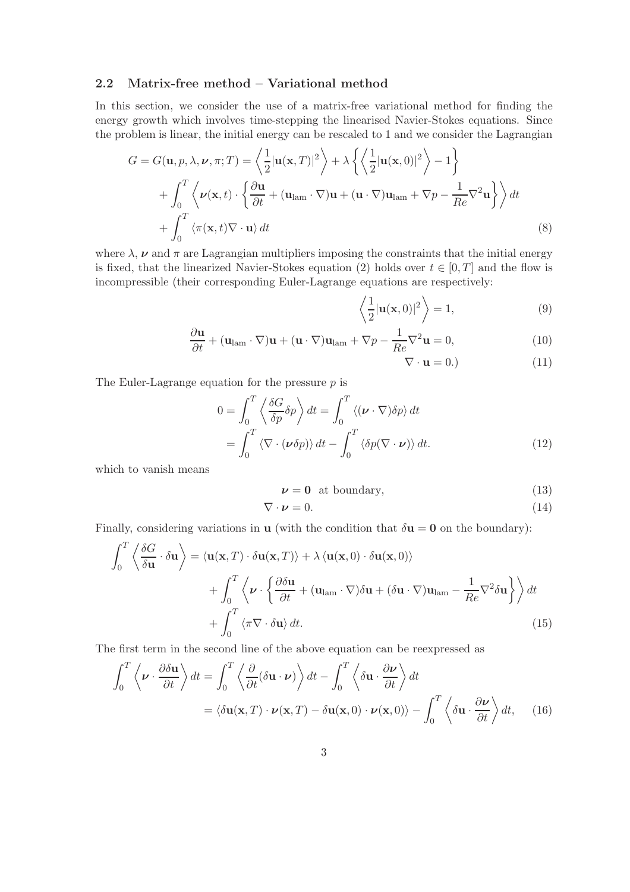### 2.2 Matrix-free method – Variational method

In this section, we consider the use of a matrix-free variational method for finding the energy growth which involves time-stepping the linearised Navier-Stokes equations. Since the problem is linear, the initial energy can be rescaled to 1 and we consider the Lagrangian

$$
\begin{aligned}
G = G(\mathbf{u}, p, \lambda, \boldsymbol{\nu}, \pi; T) &= \left\langle \frac{1}{2}|\mathbf{u}(\mathbf{x}, T)|^2 \right\rangle + \lambda \left\{ \left\langle \frac{1}{2}|\mathbf{u}(\mathbf{x}, 0)|^2 \right\rangle - 1 \right\} \\
&+ \int_0^T \left\langle \boldsymbol{\nu}(\mathbf{x}, t) \cdot \left\{ \frac{\partial \mathbf{u}}{\partial t} + (\mathbf{u}_{\text{lam}} \cdot \nabla)\mathbf{u} + (\mathbf{u} \cdot \nabla)\mathbf{u}_{\text{lam}} + \nabla p - \frac{1}{Re}\nabla^2 \mathbf{u} \right\} \right\rangle dt \\
&+ \int_0^T \langle \pi(\mathbf{x}, t) \nabla \cdot \mathbf{u} \rangle \, dt
\end{aligned} \tag{8}
$$

where $\lambda$, $\boldsymbol{\nu}$ and $\pi$ are Lagrangian multipliers imposing the constraints that the initial energy is fixed, that the linearized Navier-Stokes equation (2) holds over $t \in [0, T]$ and the flow is incompressible (their corresponding Euler-Lagrange equations are respectively:

$$
\left\langle \frac{1}{2}|\mathbf{u}(\mathbf{x}, 0)|^2 \right\rangle = 1, \tag{9}
$$

$$
\frac{\partial \mathbf{u}}{\partial t} + (\mathbf{u}_{\text{lam}} \cdot \nabla)\mathbf{u} + (\mathbf{u} \cdot \nabla)\mathbf{u}_{\text{lam}} + \nabla p - \frac{1}{Re}\nabla^2 \mathbf{u} = 0, \tag{10}
$$

$$
\nabla \cdot \mathbf{u} = 0.) \tag{11}
$$

The Euler-Lagrange equation for the pressure $p$ is

$$
\begin{aligned}
0 = \int_0^T \left\langle \frac{\delta G}{\delta p} \delta p \right\rangle dt &= \int_0^T \langle (\boldsymbol{\nu} \cdot \nabla) \delta p \rangle \, dt \\
&= \int_0^T \langle \nabla \cdot (\boldsymbol{\nu} \delta p) \rangle \, dt - \int_0^T \langle \delta p (\nabla \cdot \boldsymbol{\nu}) \rangle \, dt.
\end{aligned} \tag{12}
$$

which to vanish means

$$
\boldsymbol{\nu} = \mathbf{0} \quad \text{at boundary}, \tag{13}
$$

$$
\nabla \cdot \boldsymbol{\nu} = 0. \tag{14}
$$

Finally, considering variations in $\mathbf{u}$ (with the condition that $\delta \mathbf{u} = \mathbf{0}$ on the boundary):

$$
\begin{aligned}
\int_0^T \left\langle \frac{\delta G}{\delta \mathbf{u}} \cdot \delta \mathbf{u} \right\rangle &= \langle \mathbf{u}(\mathbf{x}, T) \cdot \delta \mathbf{u}(\mathbf{x}, T) \rangle + \lambda \langle \mathbf{u}(\mathbf{x}, 0) \cdot \delta \mathbf{u}(\mathbf{x}, 0) \rangle \\
&+ \int_0^T \left\langle \boldsymbol{\nu} \cdot \left\{ \frac{\partial \delta \mathbf{u}}{\partial t} + (\mathbf{u}_{\text{lam}} \cdot \nabla)\delta \mathbf{u} + (\delta \mathbf{u} \cdot \nabla)\mathbf{u}_{\text{lam}} - \frac{1}{Re}\nabla^2 \delta \mathbf{u} \right\} \right\rangle dt \\
&+ \int_0^T \langle \pi \nabla \cdot \delta \mathbf{u} \rangle \, dt.
\end{aligned} \tag{15}
$$

The first term in the second line of the above equation can be reexpressed as

$$
\begin{aligned}
\int_0^T \left\langle \boldsymbol{\nu} \cdot \frac{\partial \delta \mathbf{u}}{\partial t} \right\rangle dt &= \int_0^T \left\langle \frac{\partial}{\partial t}(\delta \mathbf{u} \cdot \boldsymbol{\nu}) \right\rangle dt - \int_0^T \left\langle \delta \mathbf{u} \cdot \frac{\partial \boldsymbol{\nu}}{\partial t} \right\rangle dt \\
&= \langle \delta \mathbf{u}(\mathbf{x}, T) \cdot \boldsymbol{\nu}(\mathbf{x}, T) - \delta \mathbf{u}(\mathbf{x}, 0) \cdot \boldsymbol{\nu}(\mathbf{x}, 0) \rangle - \int_0^T \left\langle \delta \mathbf{u} \cdot \frac{\partial \boldsymbol{\nu}}{\partial t} \right\rangle dt,
\end{aligned} \tag{16}
$$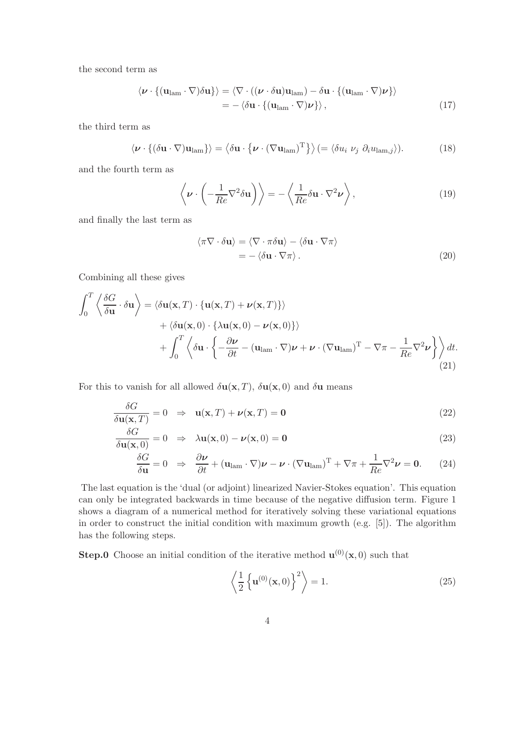the second term as

$$
\begin{aligned}
\langle \boldsymbol{\nu} \cdot \{(\mathbf{u}_{\mathrm{lam}} \cdot \nabla)\delta\mathbf{u}\}\rangle &= \langle \nabla \cdot ((\boldsymbol{\nu} \cdot \delta\mathbf{u})\mathbf{u}_{\mathrm{lam}}) - \delta\mathbf{u} \cdot \{(\mathbf{u}_{\mathrm{lam}} \cdot \nabla)\boldsymbol{\nu}\}\rangle \\
&= -\langle \delta\mathbf{u} \cdot \{(\mathbf{u}_{\mathrm{lam}} \cdot \nabla)\boldsymbol{\nu}\}\rangle, \qquad (17)
\end{aligned}
$$

the third term as

$$
\langle \boldsymbol{\nu} \cdot \{(\delta\mathbf{u} \cdot \nabla)\mathbf{u}_{\mathrm{lam}}\}\rangle = \left\langle \delta\mathbf{u} \cdot \left\{\boldsymbol{\nu} \cdot (\nabla\mathbf{u}_{\mathrm{lam}})^{\mathrm{T}}\right\}\right\rangle (= \langle \delta u_i \; \nu_j \; \partial_i u_{\mathrm{lam},j}\rangle). \qquad (18)
$$

and the fourth term as

$$
\left\langle \boldsymbol{\nu} \cdot \left(-\frac{1}{Re}\nabla^2\delta\mathbf{u}\right)\right\rangle = -\left\langle \frac{1}{Re}\delta\mathbf{u} \cdot \nabla^2\boldsymbol{\nu}\right\rangle, \qquad (19)
$$

and finally the last term as

$$
\begin{aligned}
\langle \pi\nabla \cdot \delta\mathbf{u}\rangle &= \langle \nabla \cdot \pi\delta\mathbf{u}\rangle - \langle \delta\mathbf{u} \cdot \nabla\pi\rangle \\
&= -\langle \delta\mathbf{u} \cdot \nabla\pi\rangle. \qquad (20)
\end{aligned}
$$

Combining all these gives

$$
\begin{aligned}
\int_0^T \left\langle \frac{\delta G}{\delta\mathbf{u}} \cdot \delta\mathbf{u}\right\rangle &= \langle \delta\mathbf{u}(\mathbf{x},T) \cdot \{\mathbf{u}(\mathbf{x},T) + \boldsymbol{\nu}(\mathbf{x},T)\}\rangle \\
&+ \langle \delta\mathbf{u}(\mathbf{x},0) \cdot \{\lambda\mathbf{u}(\mathbf{x},0) - \boldsymbol{\nu}(\mathbf{x},0)\}\rangle \\
&+ \int_0^T \left\langle \delta\mathbf{u} \cdot \left\{-\frac{\partial\boldsymbol{\nu}}{\partial t} - (\mathbf{u}_{\mathrm{lam}} \cdot \nabla)\boldsymbol{\nu} + \boldsymbol{\nu} \cdot (\nabla\mathbf{u}_{\mathrm{lam}})^{\mathrm{T}} - \nabla\pi - \frac{1}{Re}\nabla^2\boldsymbol{\nu}\right\}\right\rangle dt. \qquad (21)
\end{aligned}
$$

For this to vanish for all allowed $\delta\mathbf{u}(\mathbf{x},T)$, $\delta\mathbf{u}(\mathbf{x},0)$ and $\delta\mathbf{u}$ means

$$
\frac{\delta G}{\delta\mathbf{u}(\mathbf{x},T)} = 0 \quad \Rightarrow \quad \mathbf{u}(\mathbf{x},T) + \boldsymbol{\nu}(\mathbf{x},T) = \mathbf{0} \qquad (22)
$$

$$
\frac{\delta G}{\delta\mathbf{u}(\mathbf{x},0)} = 0 \quad \Rightarrow \quad \lambda\mathbf{u}(\mathbf{x},0) - \boldsymbol{\nu}(\mathbf{x},0) = \mathbf{0} \qquad (23)
$$

$$
\frac{\delta G}{\delta\mathbf{u}} = 0 \quad \Rightarrow \quad \frac{\partial\boldsymbol{\nu}}{\partial t} + (\mathbf{u}_{\mathrm{lam}} \cdot \nabla)\boldsymbol{\nu} - \boldsymbol{\nu} \cdot (\nabla\mathbf{u}_{\mathrm{lam}})^{\mathrm{T}} + \nabla\pi + \frac{1}{Re}\nabla^2\boldsymbol{\nu} = \mathbf{0}. \qquad (24)
$$

The last equation is the 'dual (or adjoint) linearized Navier-Stokes equation'. This equation can only be integrated backwards in time because of the negative diffusion term. Figure 1 shows a diagram of a numerical method for iteratively solving these variational equations in order to construct the initial condition with maximum growth (e.g. [5]). The algorithm has the following steps.

**Step.0** Choose an initial condition of the iterative method $\mathbf{u}^{(0)}(\mathbf{x},0)$ such that

$$
\left\langle \frac{1}{2}\left\{\mathbf{u}^{(0)}(\mathbf{x},0)\right\}^2\right\rangle = 1. \qquad (25)
$$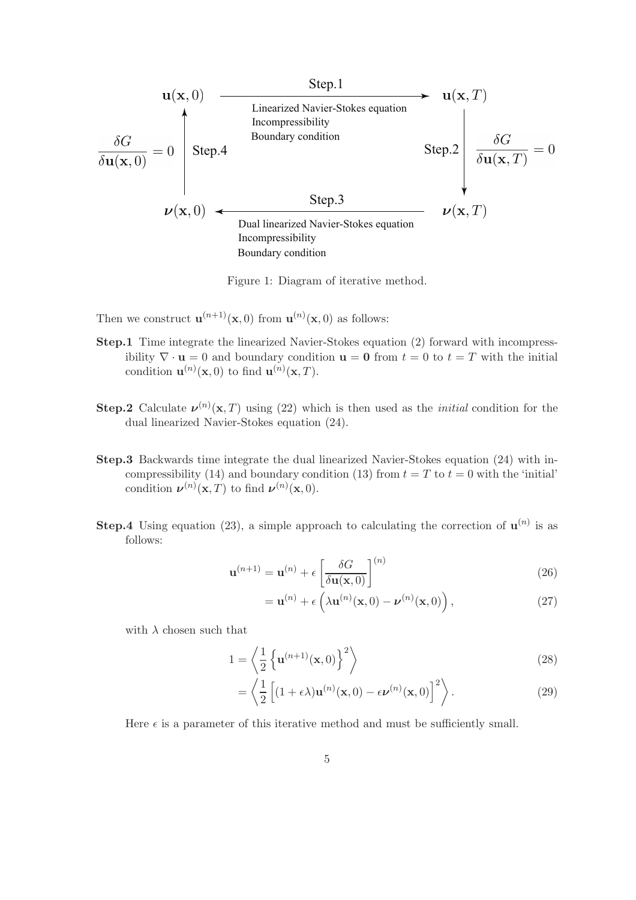Figure 1: Diagram of iterative method.

Then we construct $\mathbf{u}^{(n+1)}(\mathbf{x},0)$ from $\mathbf{u}^{(n)}(\mathbf{x},0)$ as follows:

**Step.1** Time integrate the linearized Navier-Stokes equation (2) forward with incompressibility $\nabla \cdot \mathbf{u} = 0$ and boundary condition $\mathbf{u} = \mathbf{0}$ from $t = 0$ to $t = T$ with the initial condition $\mathbf{u}^{(n)}(\mathbf{x},0)$ to find $\mathbf{u}^{(n)}(\mathbf{x},T)$.

**Step.2** Calculate $\boldsymbol{\nu}^{(n)}(\mathbf{x},T)$ using (22) which is then used as the *initial* condition for the dual linearized Navier-Stokes equation (24).

**Step.3** Backwards time integrate the dual linearized Navier-Stokes equation (24) with incompressibility (14) and boundary condition (13) from $t = T$ to $t = 0$ with the 'initial' condition $\boldsymbol{\nu}^{(n)}(\mathbf{x},T)$ to find $\boldsymbol{\nu}^{(n)}(\mathbf{x},0)$.

**Step.4** Using equation (23), a simple approach to calculating the correction of $\mathbf{u}^{(n)}$ is as follows:

$$\mathbf{u}^{(n+1)} = \mathbf{u}^{(n)} + \epsilon \left[\frac{\delta G}{\delta \mathbf{u}(\mathbf{x},0)}\right]^{(n)} \tag{26}$$

$$= \mathbf{u}^{(n)} + \epsilon \left(\lambda \mathbf{u}^{(n)}(\mathbf{x},0) - \boldsymbol{\nu}^{(n)}(\mathbf{x},0)\right), \tag{27}$$

with $\lambda$ chosen such that

$$1 = \left\langle \frac{1}{2}\left\{\mathbf{u}^{(n+1)}(\mathbf{x},0)\right\}^2 \right\rangle \tag{28}$$

$$= \left\langle \frac{1}{2}\left[(1+\epsilon\lambda)\mathbf{u}^{(n)}(\mathbf{x},0) - \epsilon\boldsymbol{\nu}^{(n)}(\mathbf{x},0)\right]^2 \right\rangle. \tag{29}$$

Here $\epsilon$ is a parameter of this iterative method and must be sufficiently small.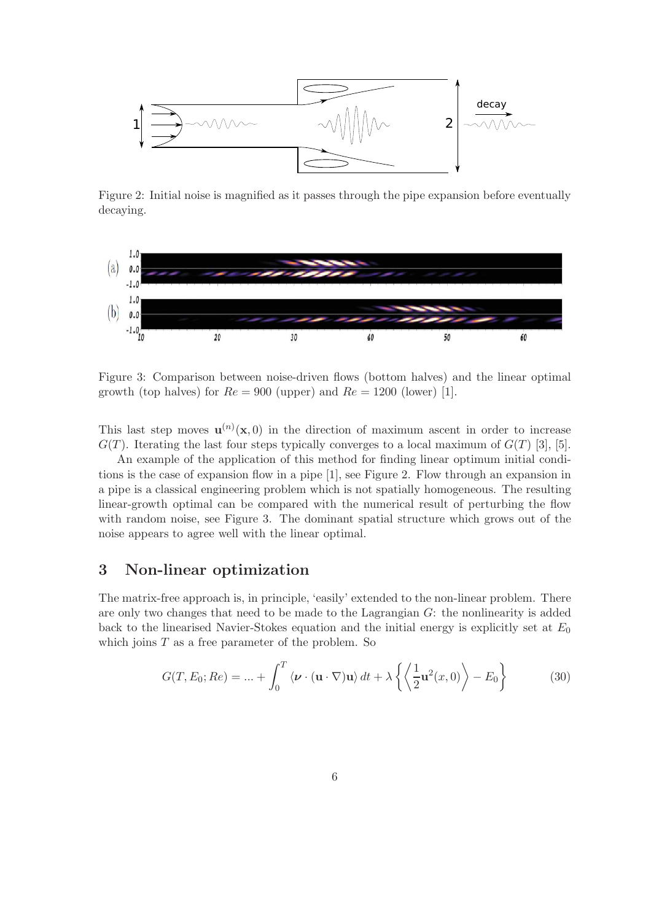Figure 2: Initial noise is magnified as it passes through the pipe expansion before eventually decaying.

Figure 3: Comparison between noise-driven flows (bottom halves) and the linear optimal growth (top halves) for $Re = 900$ (upper) and $Re = 1200$ (lower) [1].

This last step moves $\mathbf{u}^{(n)}(\mathbf{x}, 0)$ in the direction of maximum ascent in order to increase $G(T)$. Iterating the last four steps typically converges to a local maximum of $G(T)$ [3], [5].

An example of the application of this method for finding linear optimum initial conditions is the case of expansion flow in a pipe [1], see Figure 2. Flow through an expansion in a pipe is a classical engineering problem which is not spatially homogeneous. The resulting linear-growth optimal can be compared with the numerical result of perturbing the flow with random noise, see Figure 3. The dominant spatial structure which grows out of the noise appears to agree well with the linear optimal.

## 3 Non-linear optimization

The matrix-free approach is, in principle, 'easily' extended to the non-linear problem. There are only two changes that need to be made to the Lagrangian $G$: the nonlinearity is added back to the linearised Navier-Stokes equation and the initial energy is explicitly set at $E_0$ which joins $T$ as a free parameter of the problem. So

$$G(T, E_0; Re) = ... + \int_0^T \langle \boldsymbol{\nu} \cdot (\mathbf{u} \cdot \nabla)\mathbf{u} \rangle \, dt + \lambda \left\{ \left\langle \frac{1}{2} \mathbf{u}^2(x, 0) \right\rangle - E_0 \right\} \tag{30}$$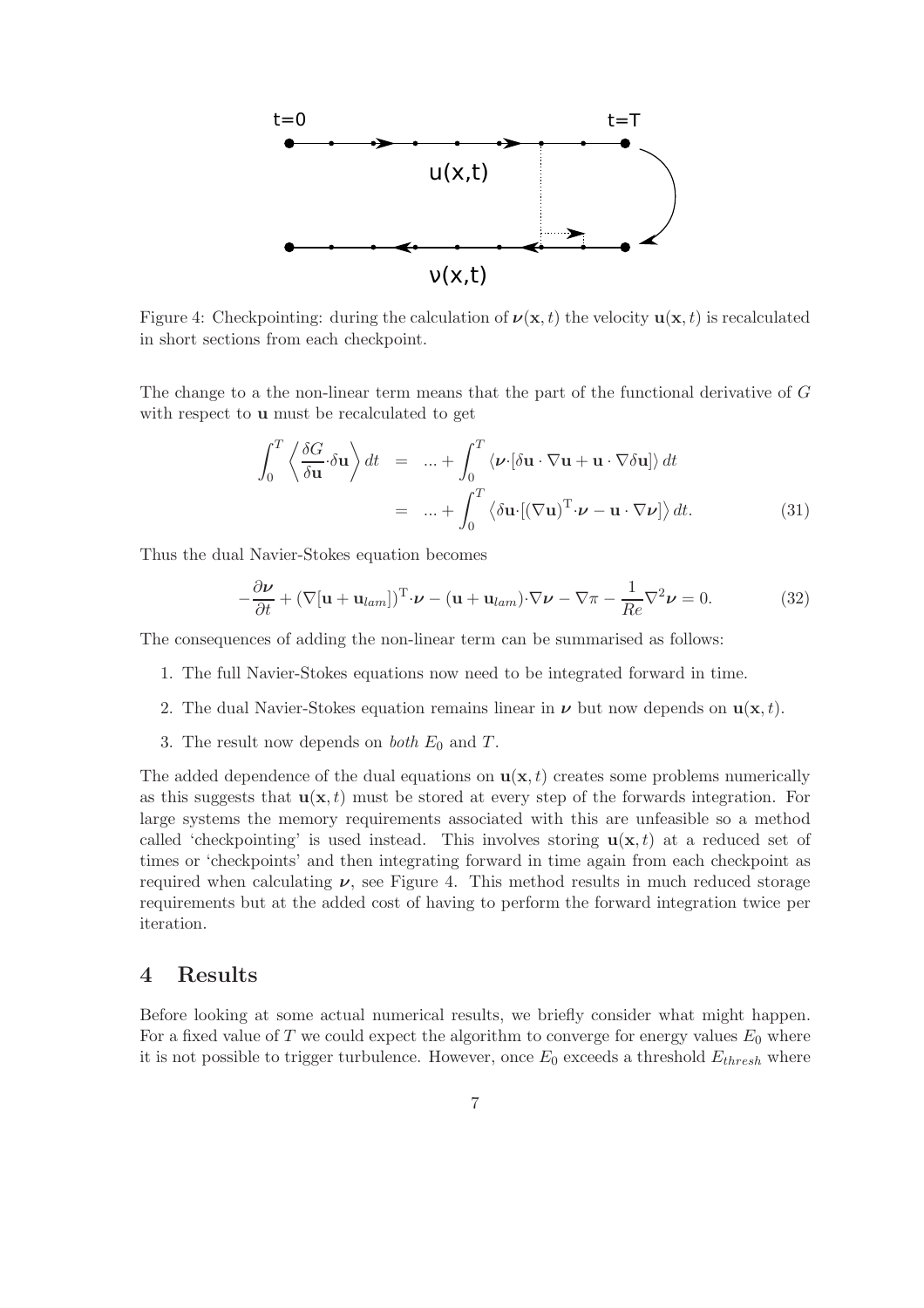Figure 4: Checkpointing: during the calculation of $\boldsymbol{\nu}(\mathbf{x},t)$ the velocity $\mathbf{u}(\mathbf{x},t)$ is recalculated in short sections from each checkpoint.

The change to a the non-linear term means that the part of the functional derivative of $G$ with respect to $\mathbf{u}$ must be recalculated to get

$$
\begin{aligned}
\int_0^T \left\langle \frac{\delta G}{\delta \mathbf{u}} \cdot \delta \mathbf{u} \right\rangle dt &= \ldots + \int_0^T \left\langle \boldsymbol{\nu} \cdot [\delta \mathbf{u} \cdot \nabla \mathbf{u} + \mathbf{u} \cdot \nabla \delta \mathbf{u}] \right\rangle dt \\
&= \ldots + \int_0^T \left\langle \delta \mathbf{u} \cdot [(\nabla \mathbf{u})^{\mathrm{T}} \cdot \boldsymbol{\nu} - \mathbf{u} \cdot \nabla \boldsymbol{\nu}] \right\rangle dt. \qquad (31)
\end{aligned}
$$

Thus the dual Navier-Stokes equation becomes

$$
-\frac{\partial \boldsymbol{\nu}}{\partial t} + (\nabla[\mathbf{u} + \mathbf{u}_{lam}])^{\mathrm{T}} \cdot \boldsymbol{\nu} - (\mathbf{u} + \mathbf{u}_{lam}) \cdot \nabla \boldsymbol{\nu} - \nabla \pi - \frac{1}{Re} \nabla^2 \boldsymbol{\nu} = 0. \qquad (32)
$$

The consequences of adding the non-linear term can be summarised as follows:

1. The full Navier-Stokes equations now need to be integrated forward in time.
2. The dual Navier-Stokes equation remains linear in $\boldsymbol{\nu}$ but now depends on $\mathbf{u}(\mathbf{x},t)$.
3. The result now depends on *both* $E_0$ and $T$.

The added dependence of the dual equations on $\mathbf{u}(\mathbf{x},t)$ creates some problems numerically as this suggests that $\mathbf{u}(\mathbf{x},t)$ must be stored at every step of the forwards integration. For large systems the memory requirements associated with this are unfeasible so a method called 'checkpointing' is used instead. This involves storing $\mathbf{u}(\mathbf{x},t)$ at a reduced set of times or 'checkpoints' and then integrating forward in time again from each checkpoint as required when calculating $\boldsymbol{\nu}$, see Figure 4. This method results in much reduced storage requirements but at the added cost of having to perform the forward integration twice per iteration.

## 4 Results

Before looking at some actual numerical results, we briefly consider what might happen. For a fixed value of $T$ we could expect the algorithm to converge for energy values $E_0$ where it is not possible to trigger turbulence. However, once $E_0$ exceeds a threshold $E_{thresh}$ where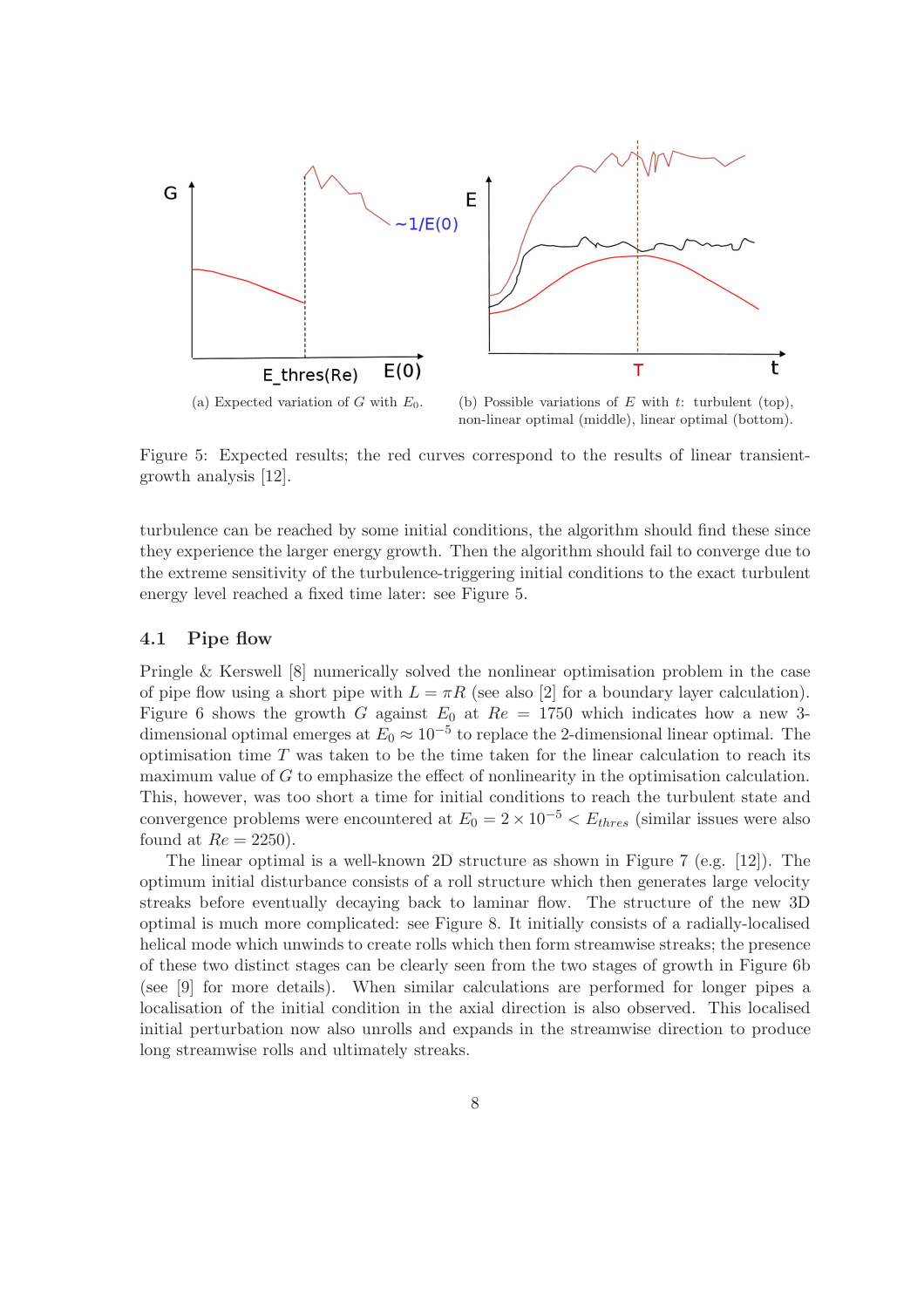(a) Expected variation of $G$ with $E_0$.

(b) Possible variations of $E$ with $t$: turbulent (top), non-linear optimal (middle), linear optimal (bottom).

Figure 5: Expected results; the red curves correspond to the results of linear transient-growth analysis [12].

turbulence can be reached by some initial conditions, the algorithm should find these since they experience the larger energy growth. Then the algorithm should fail to converge due to the extreme sensitivity of the turbulence-triggering initial conditions to the exact turbulent energy level reached a fixed time later: see Figure 5.

### 4.1 Pipe flow

Pringle & Kerswell [8] numerically solved the nonlinear optimisation problem in the case of pipe flow using a short pipe with $L = \pi R$ (see also [2] for a boundary layer calculation). Figure 6 shows the growth $G$ against $E_0$ at $Re = 1750$ which indicates how a new 3-dimensional optimal emerges at $E_0 \approx 10^{-5}$ to replace the 2-dimensional linear optimal. The optimisation time $T$ was taken to be the time taken for the linear calculation to reach its maximum value of $G$ to emphasize the effect of nonlinearity in the optimisation calculation. This, however, was too short a time for initial conditions to reach the turbulent state and convergence problems were encountered at $E_0 = 2 \times 10^{-5} < E_{thres}$ (similar issues were also found at $Re = 2250$).

The linear optimal is a well-known 2D structure as shown in Figure 7 (e.g. [12]). The optimum initial disturbance consists of a roll structure which then generates large velocity streaks before eventually decaying back to laminar flow. The structure of the new 3D optimal is much more complicated: see Figure 8. It initially consists of a radially-localised helical mode which unwinds to create rolls which then form streamwise streaks; the presence of these two distinct stages can be clearly seen from the two stages of growth in Figure 6b (see [9] for more details). When similar calculations are performed for longer pipes a localisation of the initial condition in the axial direction is also observed. This localised initial perturbation now also unrolls and expands in the streamwise direction to produce long streamwise rolls and ultimately streaks.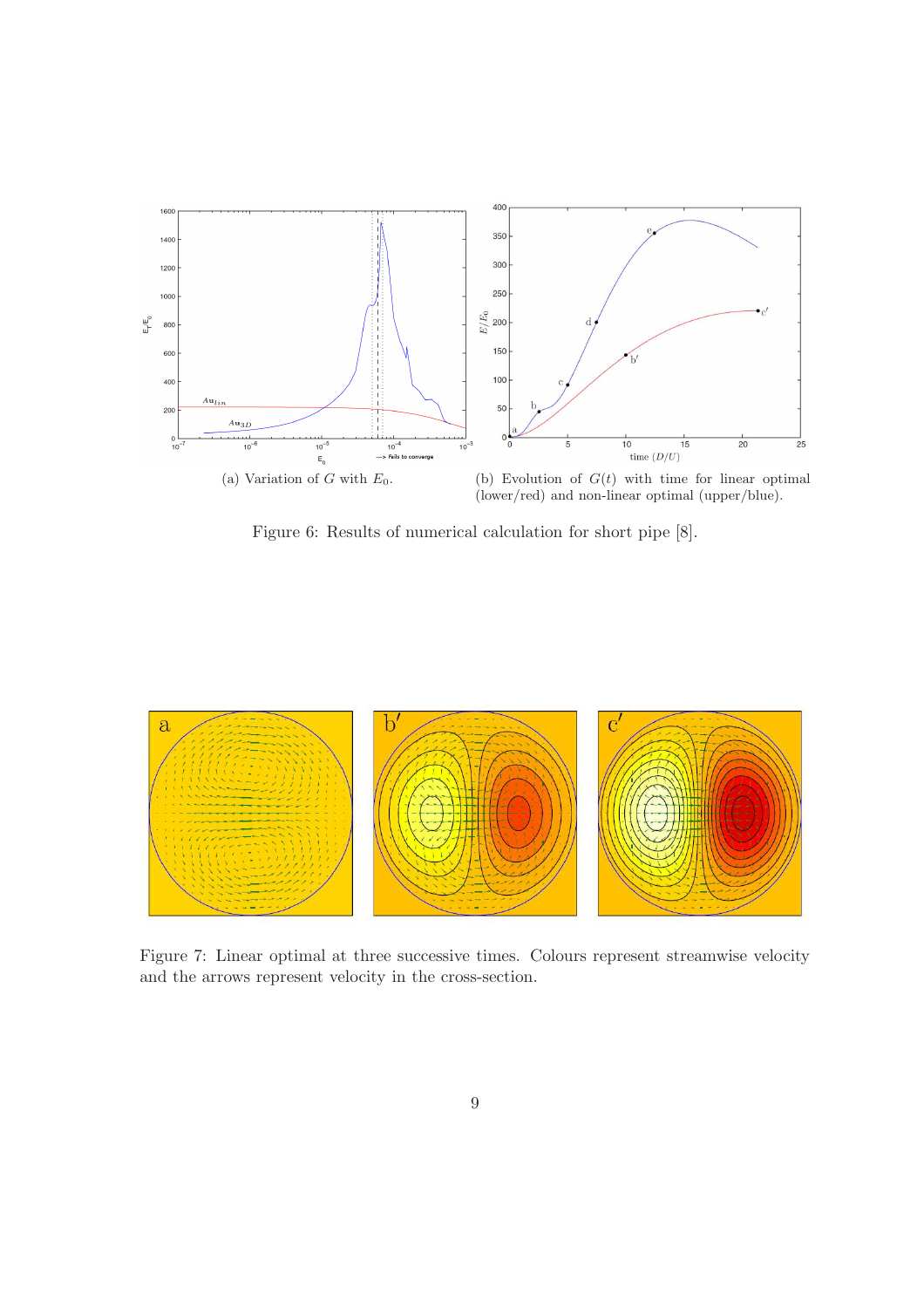(a) Variation of $G$ with $E_0$.

(b) Evolution of $G(t)$ with time for linear optimal (lower/red) and non-linear optimal (upper/blue).

Figure 6: Results of numerical calculation for short pipe [8].

Figure 7: Linear optimal at three successive times. Colours represent streamwise velocity and the arrows represent velocity in the cross-section.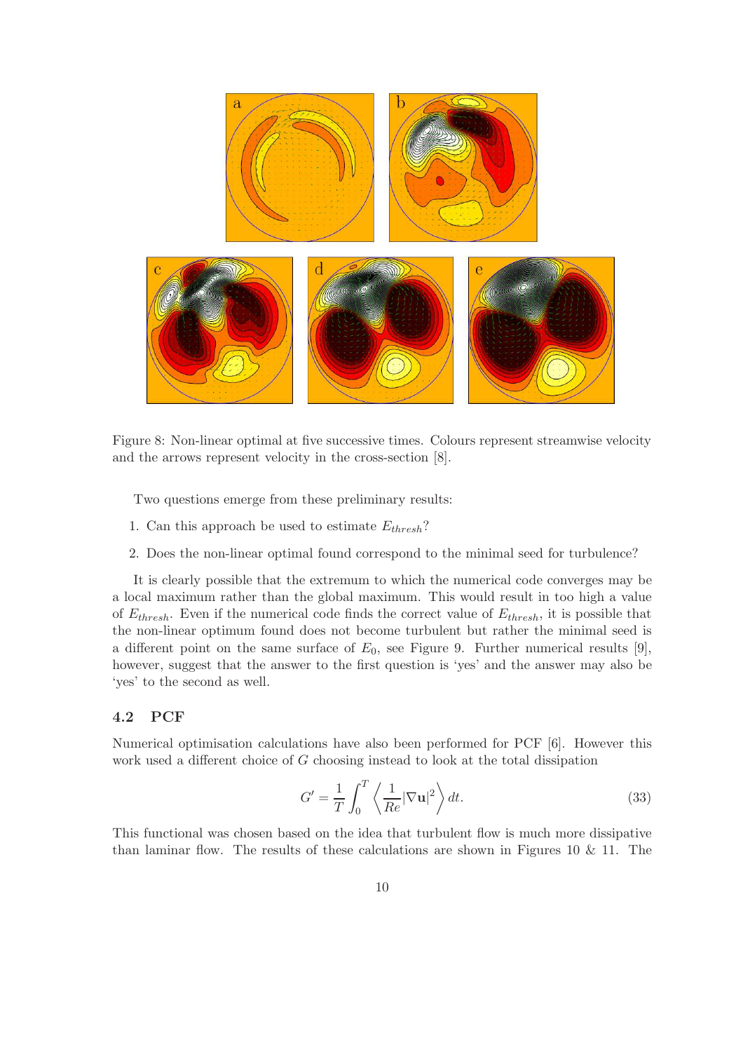Figure 8: Non-linear optimal at five successive times. Colours represent streamwise velocity and the arrows represent velocity in the cross-section [8].

Two questions emerge from these preliminary results:

1. Can this approach be used to estimate $E_{thresh}$?
2. Does the non-linear optimal found correspond to the minimal seed for turbulence?

It is clearly possible that the extremum to which the numerical code converges may be a local maximum rather than the global maximum. This would result in too high a value of $E_{thresh}$. Even if the numerical code finds the correct value of $E_{thresh}$, it is possible that the non-linear optimum found does not become turbulent but rather the minimal seed is a different point on the same surface of $E_0$, see Figure 9. Further numerical results [9], however, suggest that the answer to the first question is 'yes' and the answer may also be 'yes' to the second as well.

### 4.2 PCF

Numerical optimisation calculations have also been performed for PCF [6]. However this work used a different choice of $G$ choosing instead to look at the total dissipation

$$G' = \frac{1}{T} \int_0^T \left\langle \frac{1}{Re} |\nabla \mathbf{u}|^2 \right\rangle dt. \tag{33}$$

This functional was chosen based on the idea that turbulent flow is much more dissipative than laminar flow. The results of these calculations are shown in Figures 10 & 11. The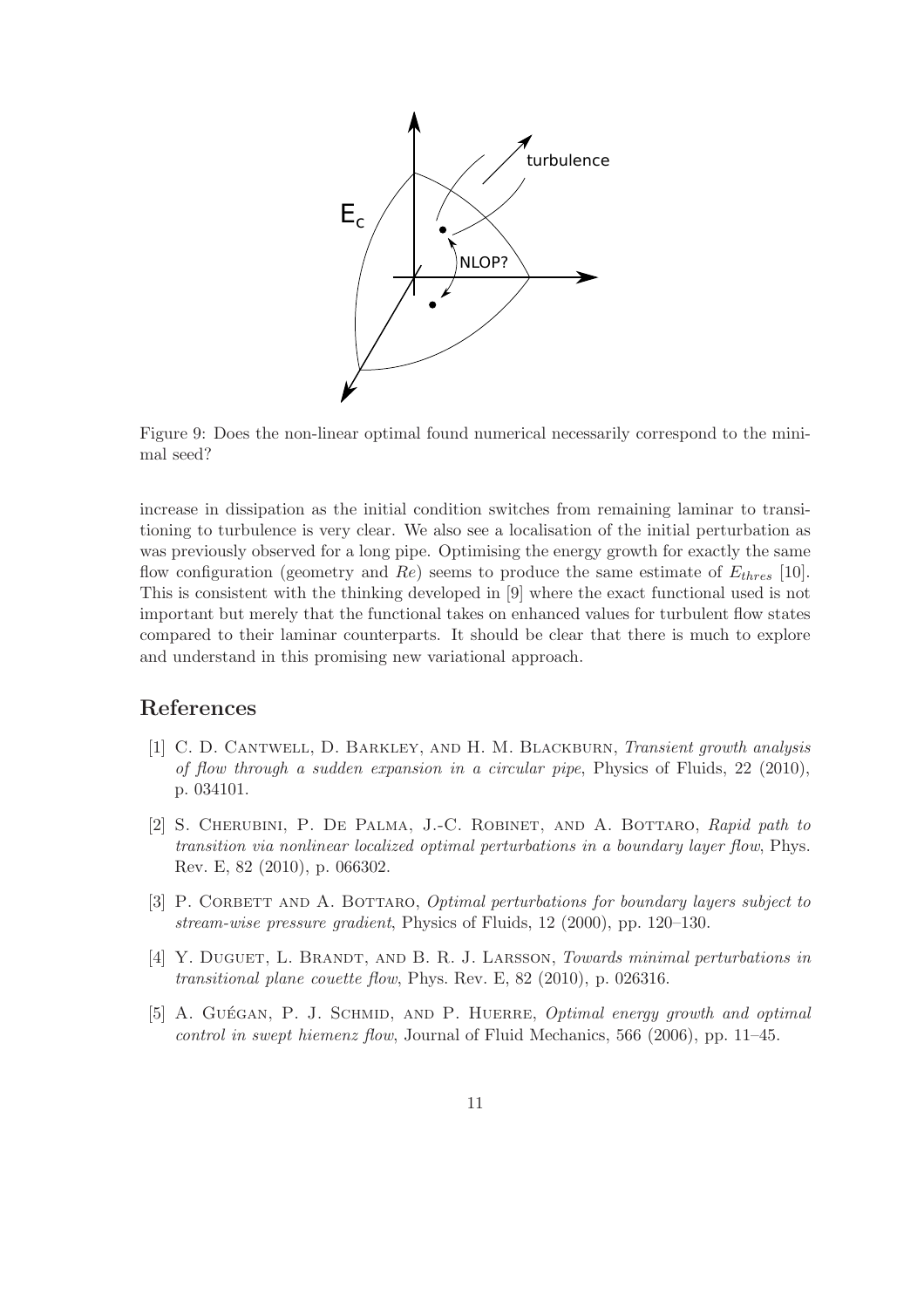Figure 9: Does the non-linear optimal found numerical necessarily correspond to the minimal seed?

increase in dissipation as the initial condition switches from remaining laminar to transitioning to turbulence is very clear. We also see a localisation of the initial perturbation as was previously observed for a long pipe. Optimising the energy growth for exactly the same flow configuration (geometry and $Re$) seems to produce the same estimate of $E_{thres}$ [10]. This is consistent with the thinking developed in [9] where the exact functional used is not important but merely that the functional takes on enhanced values for turbulent flow states compared to their laminar counterparts. It should be clear that there is much to explore and understand in this promising new variational approach.

## References

[1] C. D. Cantwell, D. Barkley, and H. M. Blackburn, *Transient growth analysis of flow through a sudden expansion in a circular pipe*, Physics of Fluids, 22 (2010), p. 034101.

[2] S. Cherubini, P. De Palma, J.-C. Robinet, and A. Bottaro, *Rapid path to transition via nonlinear localized optimal perturbations in a boundary layer flow*, Phys. Rev. E, 82 (2010), p. 066302.

[3] P. Corbett and A. Bottaro, *Optimal perturbations for boundary layers subject to stream-wise pressure gradient*, Physics of Fluids, 12 (2000), pp. 120–130.

[4] Y. Duguet, L. Brandt, and B. R. J. Larsson, *Towards minimal perturbations in transitional plane couette flow*, Phys. Rev. E, 82 (2010), p. 026316.

[5] A. Guégan, P. J. Schmid, and P. Huerre, *Optimal energy growth and optimal control in swept hiemenz flow*, Journal of Fluid Mechanics, 566 (2006), pp. 11–45.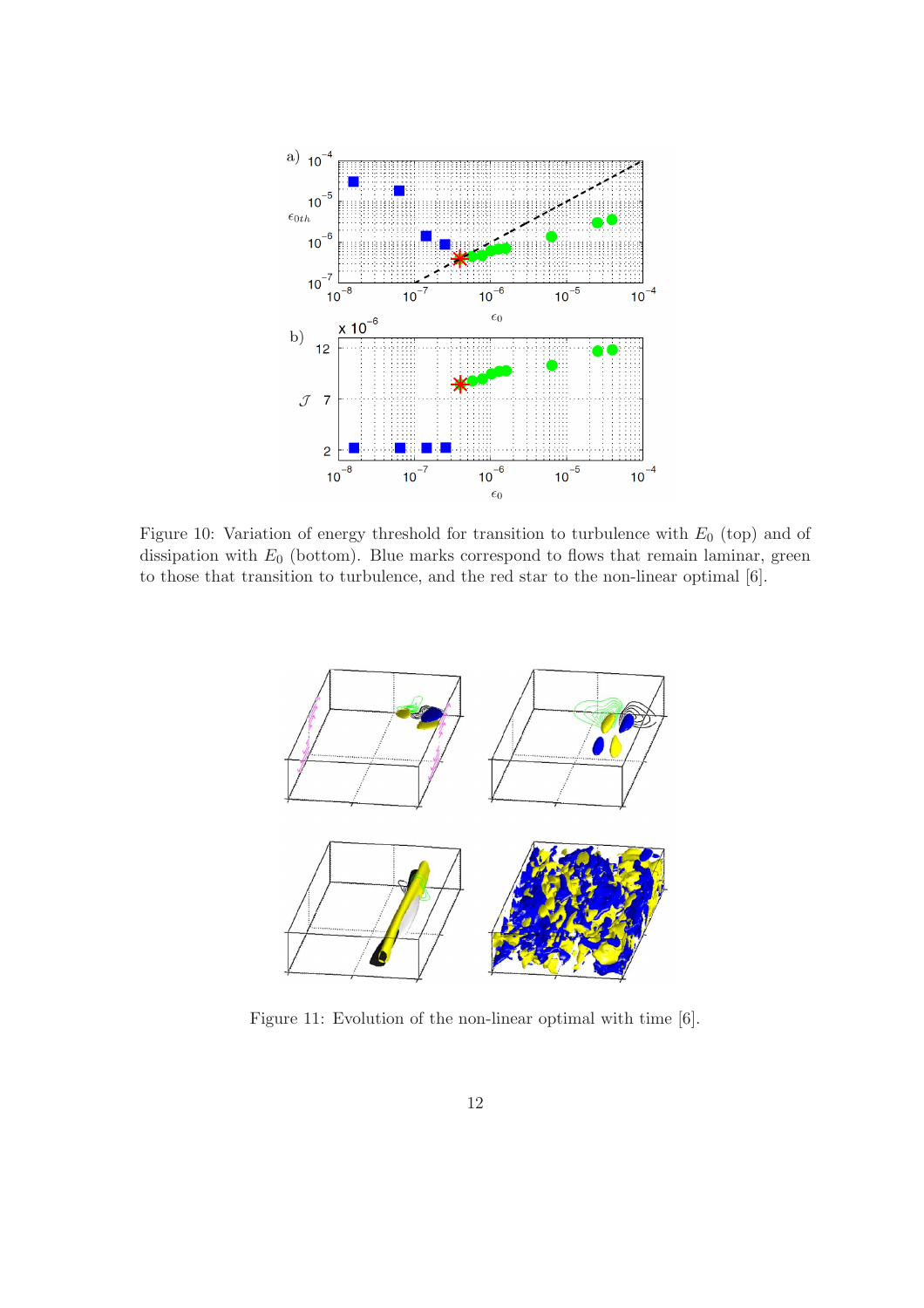Figure 10: Variation of energy threshold for transition to turbulence with $E_0$ (top) and of dissipation with $E_0$ (bottom). Blue marks correspond to flows that remain laminar, green to those that transition to turbulence, and the red star to the non-linear optimal [6].

Figure 11: Evolution of the non-linear optimal with time [6].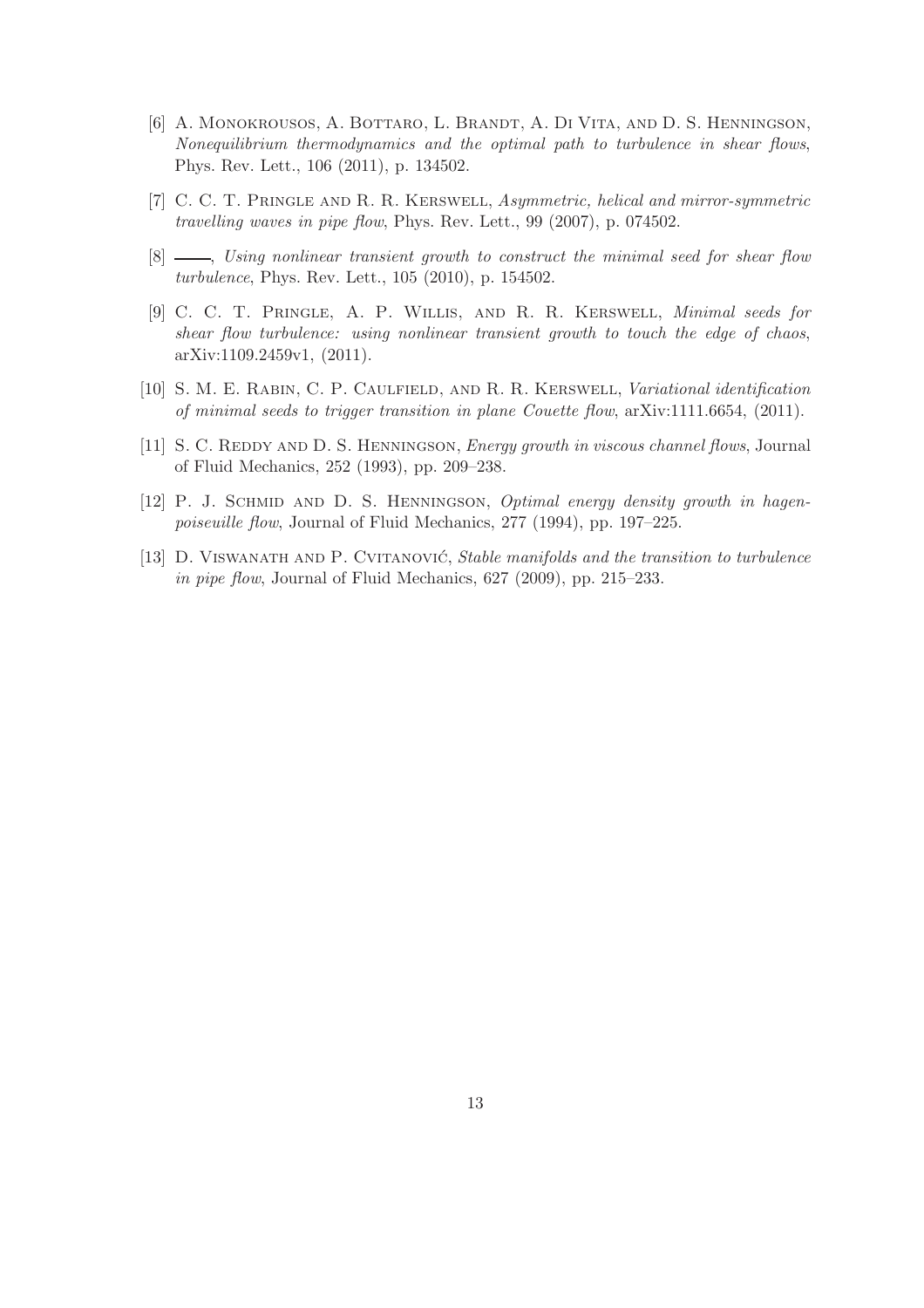[6] A. Monokrousos, A. Bottaro, L. Brandt, A. Di Vita, and D. S. Henningson, *Nonequilibrium thermodynamics and the optimal path to turbulence in shear flows*, Phys. Rev. Lett., 106 (2011), p. 134502.

[7] C. C. T. Pringle and R. R. Kerswell, *Asymmetric, helical and mirror-symmetric travelling waves in pipe flow*, Phys. Rev. Lett., 99 (2007), p. 074502.

[8] ——, *Using nonlinear transient growth to construct the minimal seed for shear flow turbulence*, Phys. Rev. Lett., 105 (2010), p. 154502.

[9] C. C. T. Pringle, A. P. Willis, and R. R. Kerswell, *Minimal seeds for shear flow turbulence: using nonlinear transient growth to touch the edge of chaos*, arXiv:1109.2459v1, (2011).

[10] S. M. E. Rabin, C. P. Caulfield, and R. R. Kerswell, *Variational identification of minimal seeds to trigger transition in plane Couette flow*, arXiv:1111.6654, (2011).

[11] S. C. Reddy and D. S. Henningson, *Energy growth in viscous channel flows*, Journal of Fluid Mechanics, 252 (1993), pp. 209–238.

[12] P. J. Schmid and D. S. Henningson, *Optimal energy density growth in hagen-poiseuille flow*, Journal of Fluid Mechanics, 277 (1994), pp. 197–225.

[13] D. Viswanath and P. Cvitanović, *Stable manifolds and the transition to turbulence in pipe flow*, Journal of Fluid Mechanics, 627 (2009), pp. 215–233.